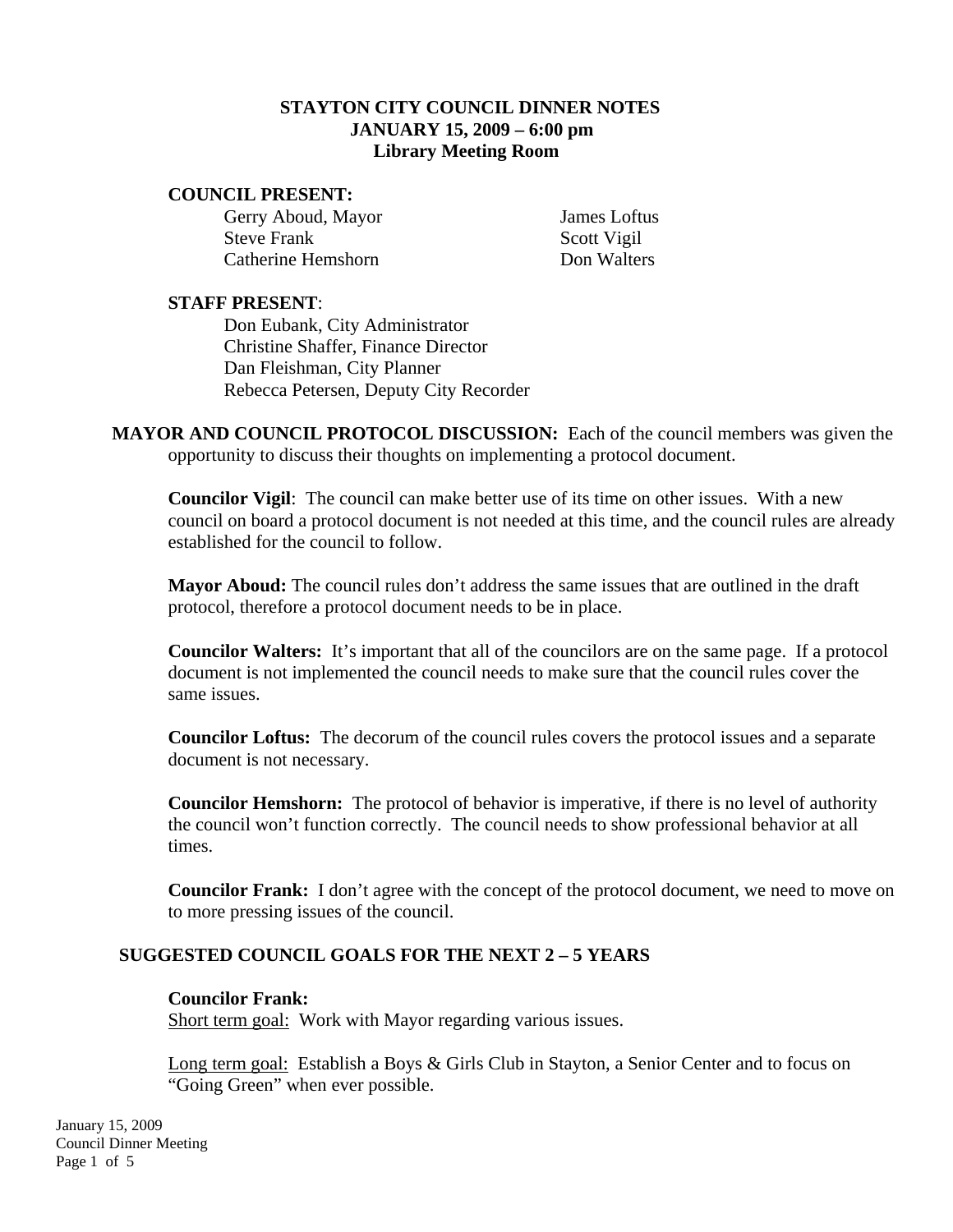# STAYTON CITY COUNCIL DINNER NOTES
## JANUARY 15, 2009 – 6:00 pm
## Library Meeting Room

**COUNCIL PRESENT:**

- Gerry Aboud, Mayor
- Steve Frank
- Catherine Hemshorn
- James Loftus
- Scott Vigil
- Don Walters

**STAFF PRESENT**:

- Don Eubank, City Administrator
- Christine Shaffer, Finance Director
- Dan Fleishman, City Planner
- Rebecca Petersen, Deputy City Recorder

**MAYOR AND COUNCIL PROTOCOL DISCUSSION:** Each of the council members was given the opportunity to discuss their thoughts on implementing a protocol document.

**Councilor Vigil**: The council can make better use of its time on other issues. With a new council on board a protocol document is not needed at this time, and the council rules are already established for the council to follow.

**Mayor Aboud:** The council rules don't address the same issues that are outlined in the draft protocol, therefore a protocol document needs to be in place.

**Councilor Walters:** It's important that all of the councilors are on the same page. If a protocol document is not implemented the council needs to make sure that the council rules cover the same issues.

**Councilor Loftus:** The decorum of the council rules covers the protocol issues and a separate document is not necessary.

**Councilor Hemshorn:** The protocol of behavior is imperative, if there is no level of authority the council won't function correctly. The council needs to show professional behavior at all times.

**Councilor Frank:** I don't agree with the concept of the protocol document, we need to move on to more pressing issues of the council.

**SUGGESTED COUNCIL GOALS FOR THE NEXT 2 – 5 YEARS**

**Councilor Frank:**

Short term goal: Work with Mayor regarding various issues.

Long term goal: Establish a Boys & Girls Club in Stayton, a Senior Center and to focus on "Going Green" when ever possible.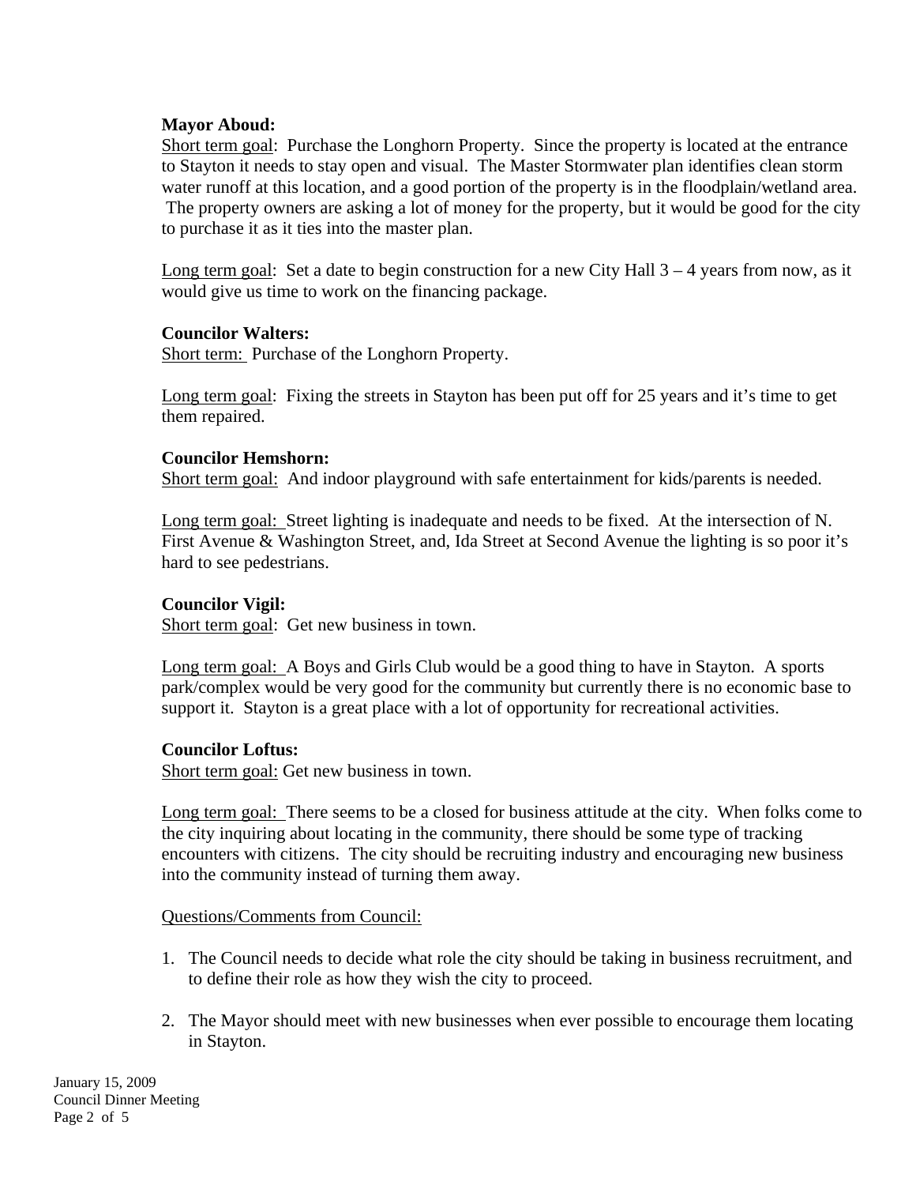**Mayor Aboud:**
Short term goal: Purchase the Longhorn Property. Since the property is located at the entrance to Stayton it needs to stay open and visual. The Master Stormwater plan identifies clean storm water runoff at this location, and a good portion of the property is in the floodplain/wetland area. The property owners are asking a lot of money for the property, but it would be good for the city to purchase it as it ties into the master plan.

Long term goal: Set a date to begin construction for a new City Hall 3 – 4 years from now, as it would give us time to work on the financing package.

**Councilor Walters:**
Short term: Purchase of the Longhorn Property.

Long term goal: Fixing the streets in Stayton has been put off for 25 years and it's time to get them repaired.

**Councilor Hemshorn:**
Short term goal: And indoor playground with safe entertainment for kids/parents is needed.

Long term goal: Street lighting is inadequate and needs to be fixed. At the intersection of N. First Avenue & Washington Street, and, Ida Street at Second Avenue the lighting is so poor it's hard to see pedestrians.

**Councilor Vigil:**
Short term goal: Get new business in town.

Long term goal: A Boys and Girls Club would be a good thing to have in Stayton. A sports park/complex would be very good for the community but currently there is no economic base to support it. Stayton is a great place with a lot of opportunity for recreational activities.

**Councilor Loftus:**
Short term goal: Get new business in town.

Long term goal: There seems to be a closed for business attitude at the city. When folks come to the city inquiring about locating in the community, there should be some type of tracking encounters with citizens. The city should be recruiting industry and encouraging new business into the community instead of turning them away.

Questions/Comments from Council:

1. The Council needs to decide what role the city should be taking in business recruitment, and to define their role as how they wish the city to proceed.

2. The Mayor should meet with new businesses when ever possible to encourage them locating in Stayton.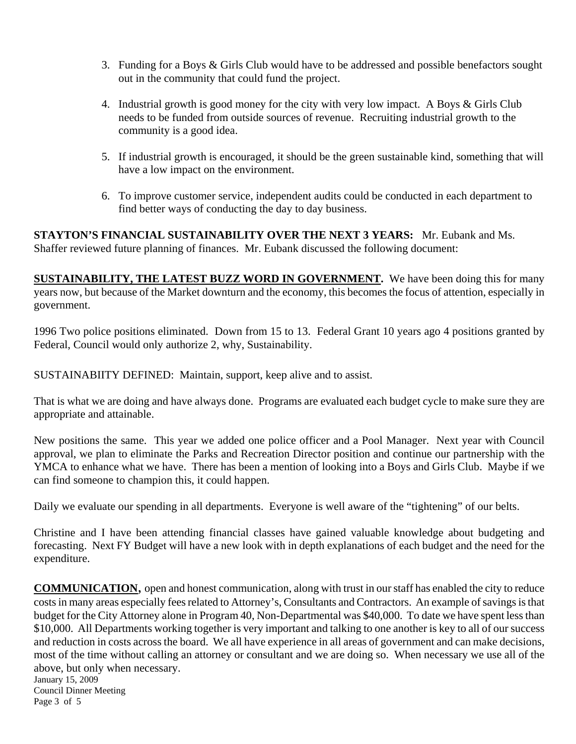3. Funding for a Boys & Girls Club would have to be addressed and possible benefactors sought out in the community that could fund the project.

4. Industrial growth is good money for the city with very low impact. A Boys & Girls Club needs to be funded from outside sources of revenue. Recruiting industrial growth to the community is a good idea.

5. If industrial growth is encouraged, it should be the green sustainable kind, something that will have a low impact on the environment.

6. To improve customer service, independent audits could be conducted in each department to find better ways of conducting the day to day business.

**STAYTON'S FINANCIAL SUSTAINABILITY OVER THE NEXT 3 YEARS:** Mr. Eubank and Ms. Shaffer reviewed future planning of finances. Mr. Eubank discussed the following document:

**SUSTAINABILITY, THE LATEST BUZZ WORD IN GOVERNMENT.** We have been doing this for many years now, but because of the Market downturn and the economy, this becomes the focus of attention, especially in government.

1996 Two police positions eliminated. Down from 15 to 13. Federal Grant 10 years ago 4 positions granted by Federal, Council would only authorize 2, why, Sustainability.

SUSTAINABIITY DEFINED: Maintain, support, keep alive and to assist.

That is what we are doing and have always done. Programs are evaluated each budget cycle to make sure they are appropriate and attainable.

New positions the same. This year we added one police officer and a Pool Manager. Next year with Council approval, we plan to eliminate the Parks and Recreation Director position and continue our partnership with the YMCA to enhance what we have. There has been a mention of looking into a Boys and Girls Club. Maybe if we can find someone to champion this, it could happen.

Daily we evaluate our spending in all departments. Everyone is well aware of the "tightening" of our belts.

Christine and I have been attending financial classes have gained valuable knowledge about budgeting and forecasting. Next FY Budget will have a new look with in depth explanations of each budget and the need for the expenditure.

**COMMUNICATION,** open and honest communication, along with trust in our staff has enabled the city to reduce costs in many areas especially fees related to Attorney's, Consultants and Contractors. An example of savings is that budget for the City Attorney alone in Program 40, Non-Departmental was $40,000. To date we have spent less than $10,000. All Departments working together is very important and talking to one another is key to all of our success and reduction in costs across the board. We all have experience in all areas of government and can make decisions, most of the time without calling an attorney or consultant and we are doing so. When necessary we use all of the above, but only when necessary.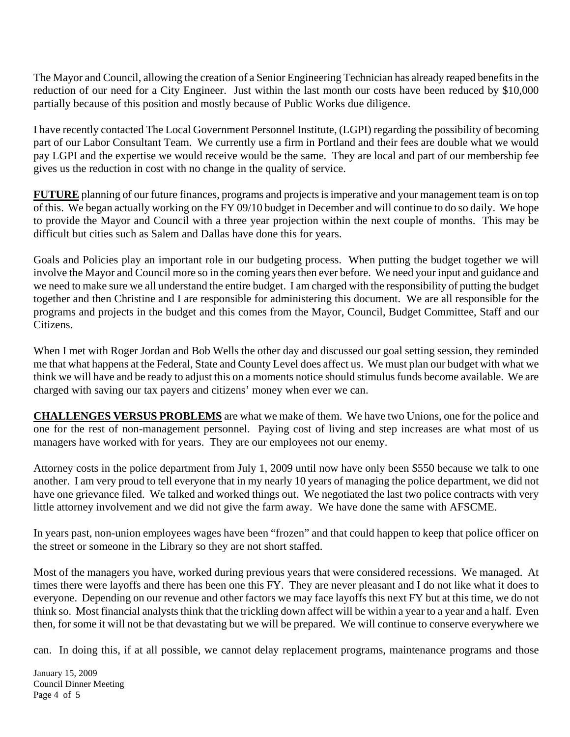The Mayor and Council, allowing the creation of a Senior Engineering Technician has already reaped benefits in the reduction of our need for a City Engineer. Just within the last month our costs have been reduced by $10,000 partially because of this position and mostly because of Public Works due diligence.

I have recently contacted The Local Government Personnel Institute, (LGPI) regarding the possibility of becoming part of our Labor Consultant Team. We currently use a firm in Portland and their fees are double what we would pay LGPI and the expertise we would receive would be the same. They are local and part of our membership fee gives us the reduction in cost with no change in the quality of service.

**FUTURE** planning of our future finances, programs and projects is imperative and your management team is on top of this. We began actually working on the FY 09/10 budget in December and will continue to do so daily. We hope to provide the Mayor and Council with a three year projection within the next couple of months. This may be difficult but cities such as Salem and Dallas have done this for years.

Goals and Policies play an important role in our budgeting process. When putting the budget together we will involve the Mayor and Council more so in the coming years then ever before. We need your input and guidance and we need to make sure we all understand the entire budget. I am charged with the responsibility of putting the budget together and then Christine and I are responsible for administering this document. We are all responsible for the programs and projects in the budget and this comes from the Mayor, Council, Budget Committee, Staff and our Citizens.

When I met with Roger Jordan and Bob Wells the other day and discussed our goal setting session, they reminded me that what happens at the Federal, State and County Level does affect us. We must plan our budget with what we think we will have and be ready to adjust this on a moments notice should stimulus funds become available. We are charged with saving our tax payers and citizens' money when ever we can.

**CHALLENGES VERSUS PROBLEMS** are what we make of them. We have two Unions, one for the police and one for the rest of non-management personnel. Paying cost of living and step increases are what most of us managers have worked with for years. They are our employees not our enemy.

Attorney costs in the police department from July 1, 2009 until now have only been $550 because we talk to one another. I am very proud to tell everyone that in my nearly 10 years of managing the police department, we did not have one grievance filed. We talked and worked things out. We negotiated the last two police contracts with very little attorney involvement and we did not give the farm away. We have done the same with AFSCME.

In years past, non-union employees wages have been "frozen" and that could happen to keep that police officer on the street or someone in the Library so they are not short staffed.

Most of the managers you have, worked during previous years that were considered recessions. We managed. At times there were layoffs and there has been one this FY. They are never pleasant and I do not like what it does to everyone. Depending on our revenue and other factors we may face layoffs this next FY but at this time, we do not think so. Most financial analysts think that the trickling down affect will be within a year to a year and a half. Even then, for some it will not be that devastating but we will be prepared. We will continue to conserve everywhere we can. In doing this, if at all possible, we cannot delay replacement programs, maintenance programs and those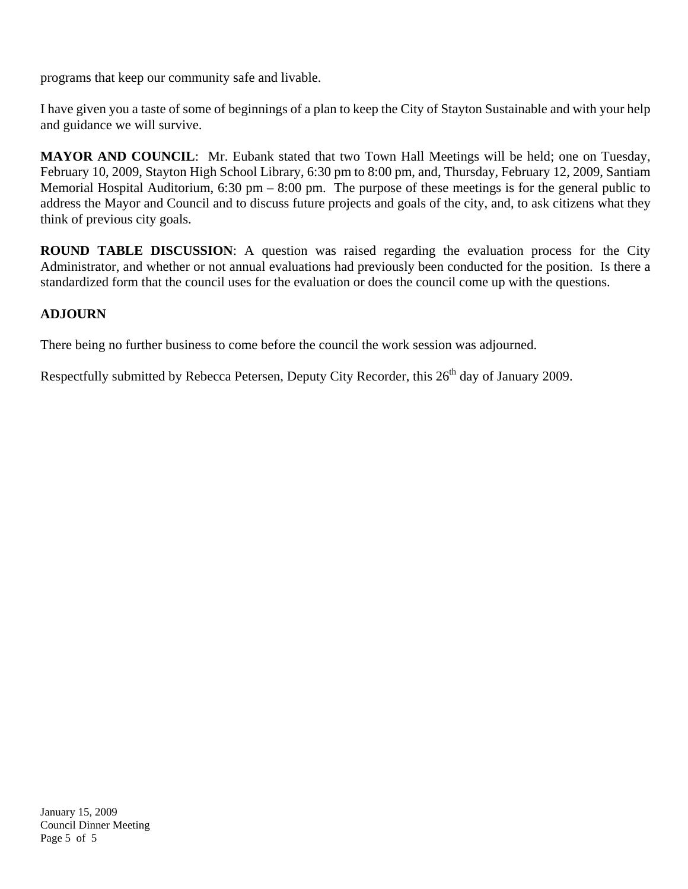programs that keep our community safe and livable.

I have given you a taste of some of beginnings of a plan to keep the City of Stayton Sustainable and with your help and guidance we will survive.

**MAYOR AND COUNCIL**: Mr. Eubank stated that two Town Hall Meetings will be held; one on Tuesday, February 10, 2009, Stayton High School Library, 6:30 pm to 8:00 pm, and, Thursday, February 12, 2009, Santiam Memorial Hospital Auditorium, 6:30 pm – 8:00 pm. The purpose of these meetings is for the general public to address the Mayor and Council and to discuss future projects and goals of the city, and, to ask citizens what they think of previous city goals.

**ROUND TABLE DISCUSSION**: A question was raised regarding the evaluation process for the City Administrator, and whether or not annual evaluations had previously been conducted for the position. Is there a standardized form that the council uses for the evaluation or does the council come up with the questions.

**ADJOURN**

There being no further business to come before the council the work session was adjourned.

Respectfully submitted by Rebecca Petersen, Deputy City Recorder, this 26th day of January 2009.